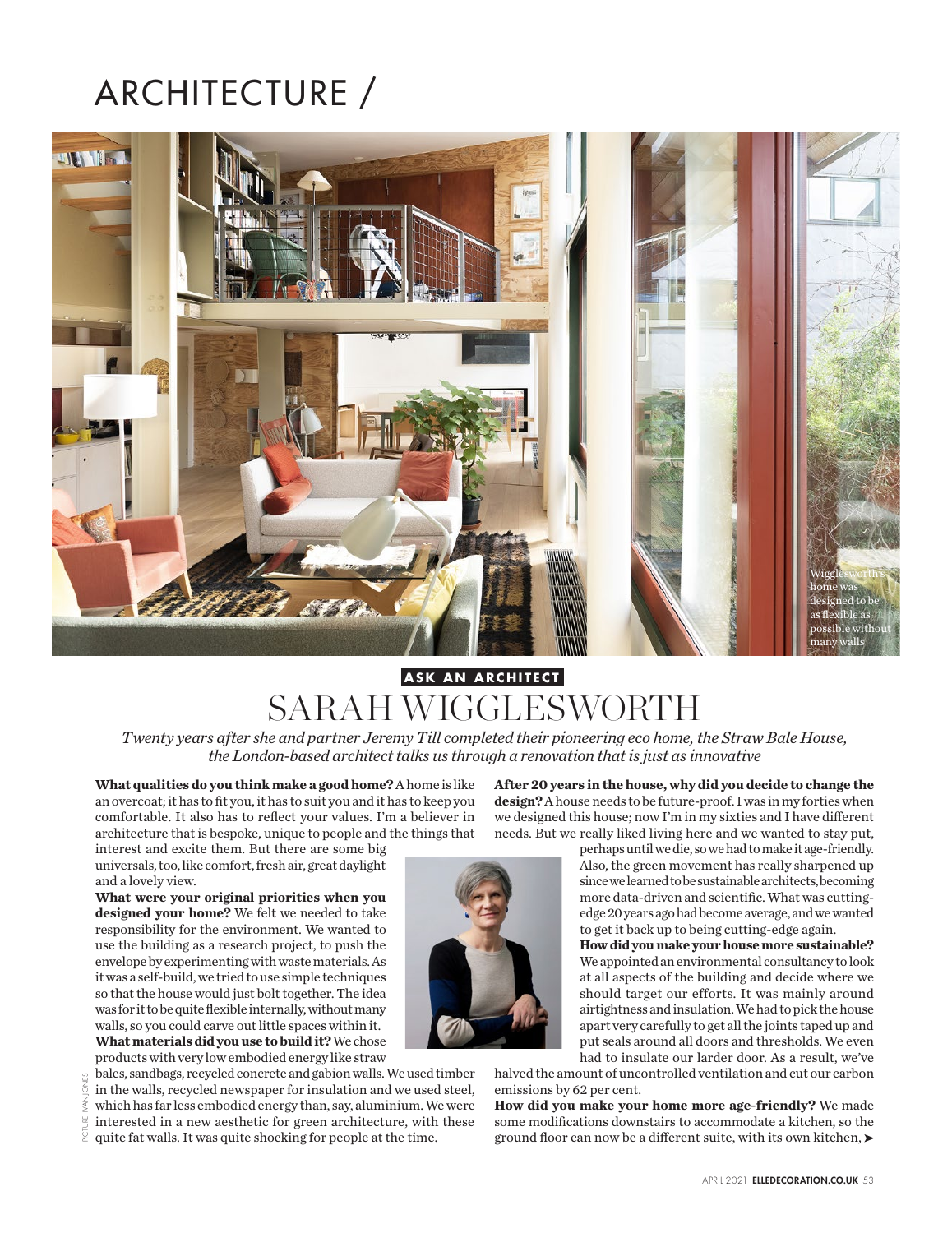# ARCHITECTURE /

Wigglesworth's home was designed to be as flexible as possible without many walls

**ASK AN ARCHITECT**

## SARAH WIGGLESWORTH

*Twenty years after she and partner Jeremy Till completed their pioneering eco home, the Straw Bale House, the London-based architect talks us through a renovation that is just as innovative*

**What qualities do you think make a good home?** A home is like an overcoat; it has to fit you, it has to suit you and it has to keep you comfortable. It also has to reflect your values. I'm a believer in architecture that is bespoke, unique to people and the things that interest and excite them. But there are some big universals, too, like comfort, fresh air, great daylight and a lovely view.

**What were your original priorities when you designed your home?** We felt we needed to take responsibility for the environment. We wanted to use the building as a research project, to push the envelope by experimenting with waste materials. As it was a self-build, we tried to use simple techniques so that the house would just bolt together. The idea was for it to be quite flexible internally, without many walls, so you could carve out little spaces within it.

**What materials did you use to build it?** We chose products with very low embodied energy like straw bales, sandbags, recycled concrete and gabion walls. We used timber in the walls, recycled newspaper for insulation and we used steel, which has far less embodied energy than, say, aluminium. We were interested in a new aesthetic for green architecture, with these quite fat walls. It was quite shocking for people at the time.

PICTURE: IVAN JONES

**After 20 years in the house, why did you decide to change the design?** A house needs to be future-proof. I was in my forties when we designed this house; now I'm in my sixties and I have different needs. But we really liked living here and we wanted to stay put, perhaps until we die, so we had to make it age-friendly. Also, the green movement has really sharpened up since we learned to be sustainable architects, becoming more data-driven and scientific. What was cutting-edge 20 years ago had become average, and we wanted to get it back up to being cutting-edge again.

**How did you make your house more sustainable?** We appointed an environmental consultancy to look at all aspects of the building and decide where we should target our efforts. It was mainly around airtightness and insulation. We had to pick the house apart very carefully to get all the joints taped up and put seals around all doors and thresholds. We even had to insulate our larder door. As a result, we've halved the amount of uncontrolled ventilation and cut our carbon emissions by 62 per cent.

**How did you make your home more age-friendly?** We made some modifications downstairs to accommodate a kitchen, so the ground floor can now be a different suite, with its own kitchen, ➤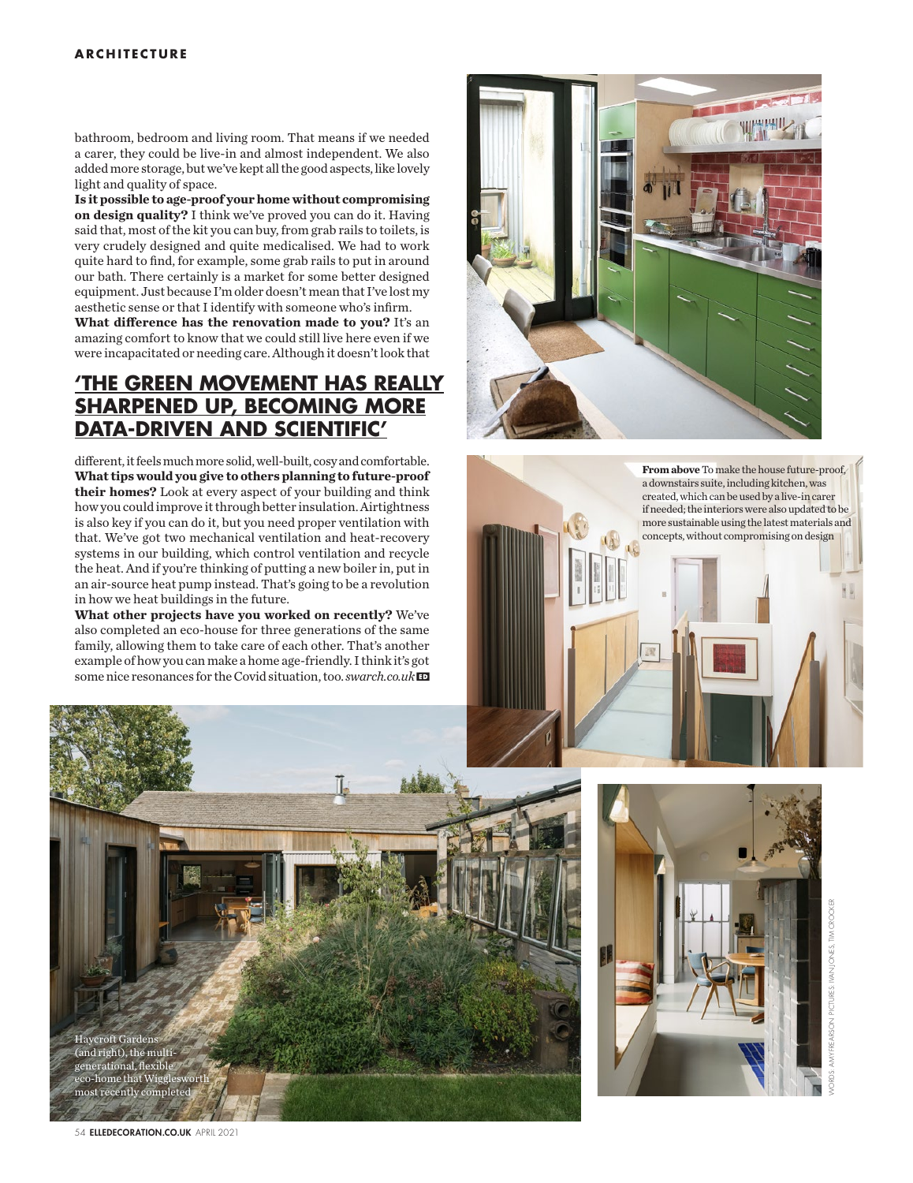bathroom, bedroom and living room. That means if we needed a carer, they could be live-in and almost independent. We also added more storage, but we've kept all the good aspects, like lovely light and quality of space.

**Is it possible to age-proof your home without compromising on design quality?** I think we've proved you can do it. Having said that, most of the kit you can buy, from grab rails to toilets, is very crudely designed and quite medicalised. We had to work quite hard to find, for example, some grab rails to put in around our bath. There certainly is a market for some better designed equipment. Just because I'm older doesn't mean that I've lost my aesthetic sense or that I identify with someone who's infirm.

**What difference has the renovation made to you?** It's an amazing comfort to know that we could still live here even if we were incapacitated or needing care. Although it doesn't look that different, it feels much more solid, well-built, cosy and comfortable.

## 'THE GREEN MOVEMENT HAS REALLY SHARPENED UP, BECOMING MORE DATA-DRIVEN AND SCIENTIFIC'

**What tips would you give to others planning to future-proof their homes?** Look at every aspect of your building and think how you could improve it through better insulation. Airtightness is also key if you can do it, but you need proper ventilation with that. We've got two mechanical ventilation and heat-recovery systems in our building, which control ventilation and recycle the heat. And if you're thinking of putting a new boiler in, put in an air-source heat pump instead. That's going to be a revolution in how we heat buildings in the future.

**What other projects have you worked on recently?** We've also completed an eco-house for three generations of the same family, allowing them to take care of each other. That's another example of how you can make a home age-friendly. I think it's got some nice resonances for the Covid situation, too. *swarch.co.uk*

**From above** To make the house future-proof, a downstairs suite, including kitchen, was created, which can be used by a live-in carer if needed; the interiors were also updated to be more sustainable using the latest materials and concepts, without compromising on design

Haycroft Gardens (and right), the multi-generational, flexible eco-home that Wigglesworth most recently completed

WORDS: AMY FREARSON PICTURES: IWAN JONES, TIM CROCKER